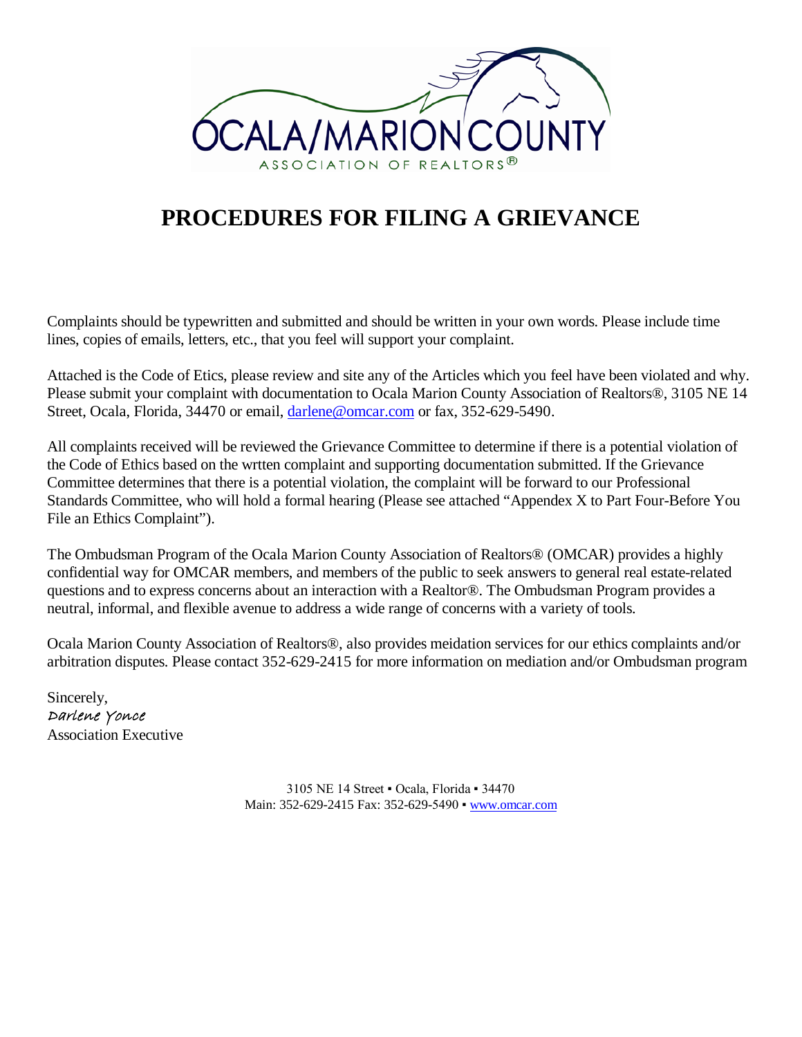OCALA/MARION COUNTY
ASSOCIATION OF REALTORS®

# PROCEDURES FOR FILING A GRIEVANCE

Complaints should be typewritten and submitted and should be written in your own words. Please include time lines, copies of emails, letters, etc., that you feel will support your complaint.

Attached is the Code of Etics, please review and site any of the Articles which you feel have been violated and why. Please submit your complaint with documentation to Ocala Marion County Association of Realtors®, 3105 NE 14 Street, Ocala, Florida, 34470 or email, darlene@omcar.com or fax, 352-629-5490.

All complaints received will be reviewed the Grievance Committee to determine if there is a potential violation of the Code of Ethics based on the wrtten complaint and supporting documentation submitted. If the Grievance Committee determines that there is a potential violation, the complaint will be forward to our Professional Standards Committee, who will hold a formal hearing (Please see attached "Appendex X to Part Four-Before You File an Ethics Complaint").

The Ombudsman Program of the Ocala Marion County Association of Realtors® (OMCAR) provides a highly confidential way for OMCAR members, and members of the public to seek answers to general real estate-related questions and to express concerns about an interaction with a Realtor®. The Ombudsman Program provides a neutral, informal, and flexible avenue to address a wide range of concerns with a variety of tools.

Ocala Marion County Association of Realtors®, also provides meidation services for our ethics complaints and/or arbitration disputes. Please contact 352-629-2415 for more information on mediation and/or Ombudsman program

Sincerely,
*Darlene Yonce*
Association Executive

3105 NE 14 Street ▪ Ocala, Florida ▪ 34470
Main: 352-629-2415 Fax: 352-629-5490 ▪ www.omcar.com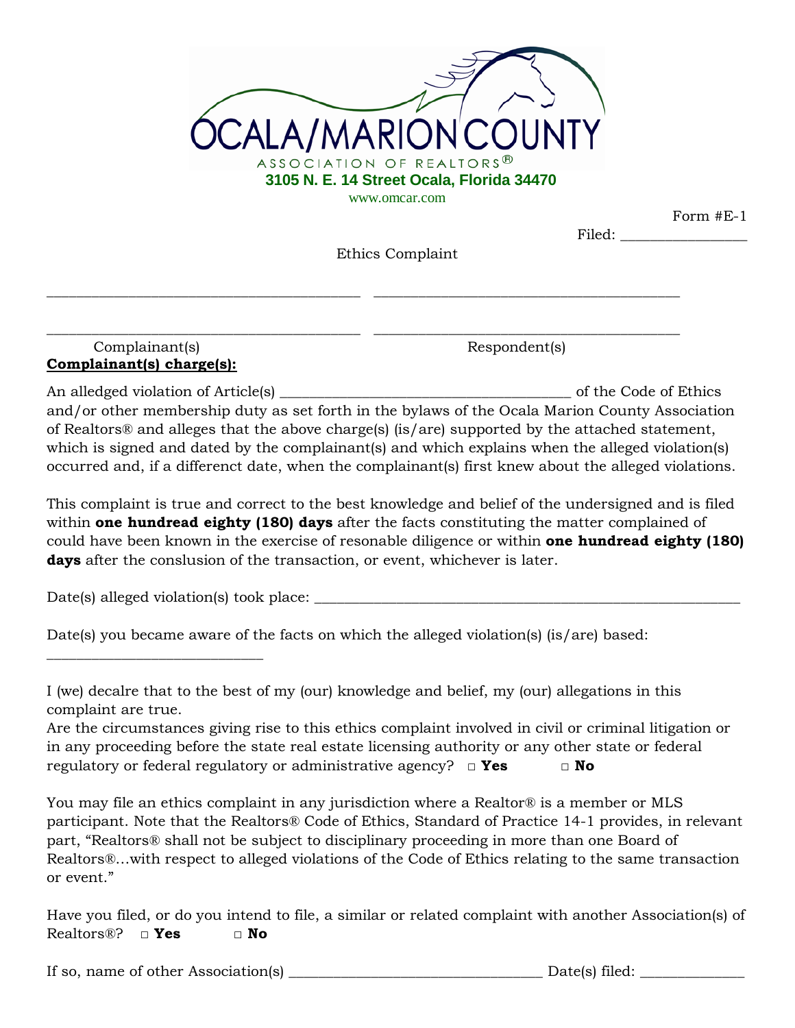OCALA/MARION COUNTY

ASSOCIATION OF REALTORS®

**3105 N. E. 14 Street Ocala, Florida 34470**

www.omcar.com

Form #E-1

Filed: ________________

Ethics Complaint

_________________________________________ _________________________________________

_________________________________________ _________________________________________

Complainant(s) Respondent(s)

**Complainant(s) charge(s):**

An alledged violation of Article(s) ______________________________________ of the Code of Ethics and/or other membership duty as set forth in the bylaws of the Ocala Marion County Association of Realtors® and alleges that the above charge(s) (is/are) supported by the attached statement, which is signed and dated by the complainant(s) and which explains when the alleged violation(s) occurred and, if a differenct date, when the complainant(s) first knew about the alleged violations.

This complaint is true and correct to the best knowledge and belief of the undersigned and is filed within **one hundread eighty (180) days** after the facts constituting the matter complained of could have been known in the exercise of resonable diligence or within **one hundread eighty (180) days** after the conslusion of the transaction, or event, whichever is later.

Date(s) alleged violation(s) took place: ________________________________________________________

Date(s) you became aware of the facts on which the alleged violation(s) (is/are) based: ____________________________

I (we) decalre that to the best of my (our) knowledge and belief, my (our) allegations in this complaint are true.
Are the circumstances giving rise to this ethics complaint involved in civil or criminal litigation or in any proceeding before the state real estate licensing authority or any other state or federal regulatory or federal regulatory or administrative agency? □ **Yes** □ **No**

You may file an ethics complaint in any jurisdiction where a Realtor® is a member or MLS participant. Note that the Realtors® Code of Ethics, Standard of Practice 14-1 provides, in relevant part, "Realtors® shall not be subject to disciplinary proceeding in more than one Board of Realtors®...with respect to alleged violations of the Code of Ethics relating to the same transaction or event."

Have you filed, or do you intend to file, a similar or related complaint with another Association(s) of Realtors®? □ **Yes** □ **No**

If so, name of other Association(s) _________________________________ Date(s) filed: _____________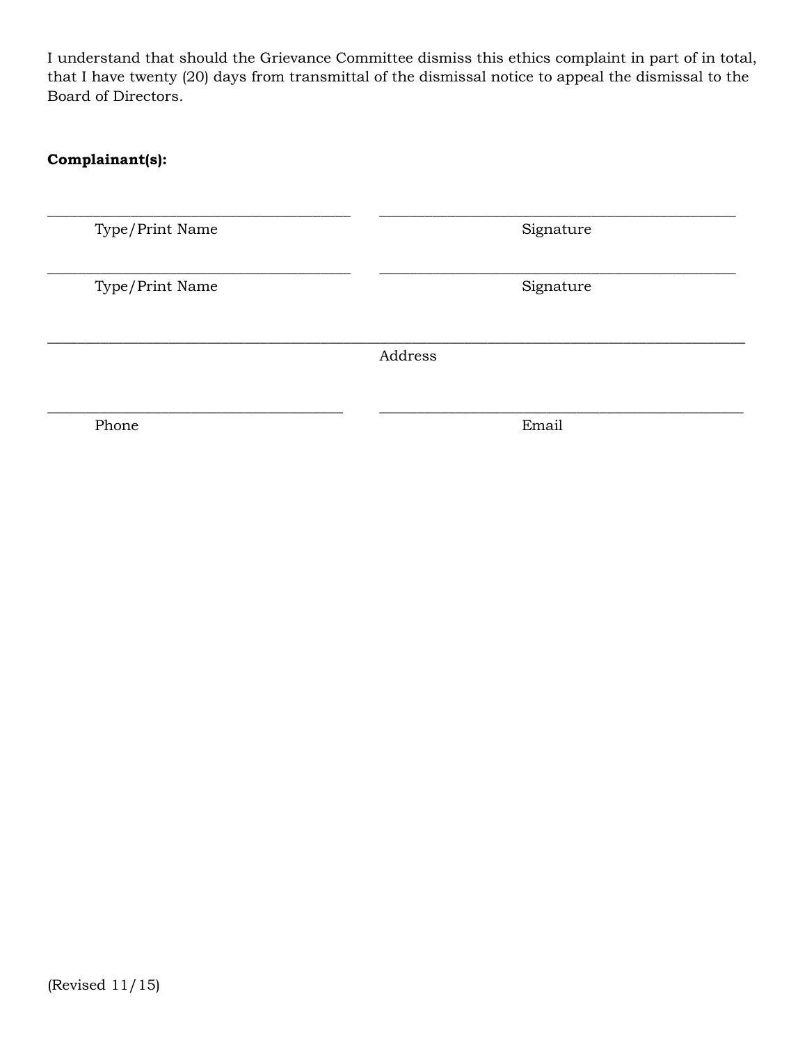I understand that should the Grievance Committee dismiss this ethics complaint in part of in total, that I have twenty (20) days from transmittal of the dismissal notice to appeal the dismissal to the Board of Directors.

**Complainant(s):**

_______________________________________ _______________________________________
Type/Print Name Signature

_______________________________________ _______________________________________
Type/Print Name Signature

______________________________________________________________________________
Address

_______________________________________ _______________________________________
Phone Email

(Revised 11/15)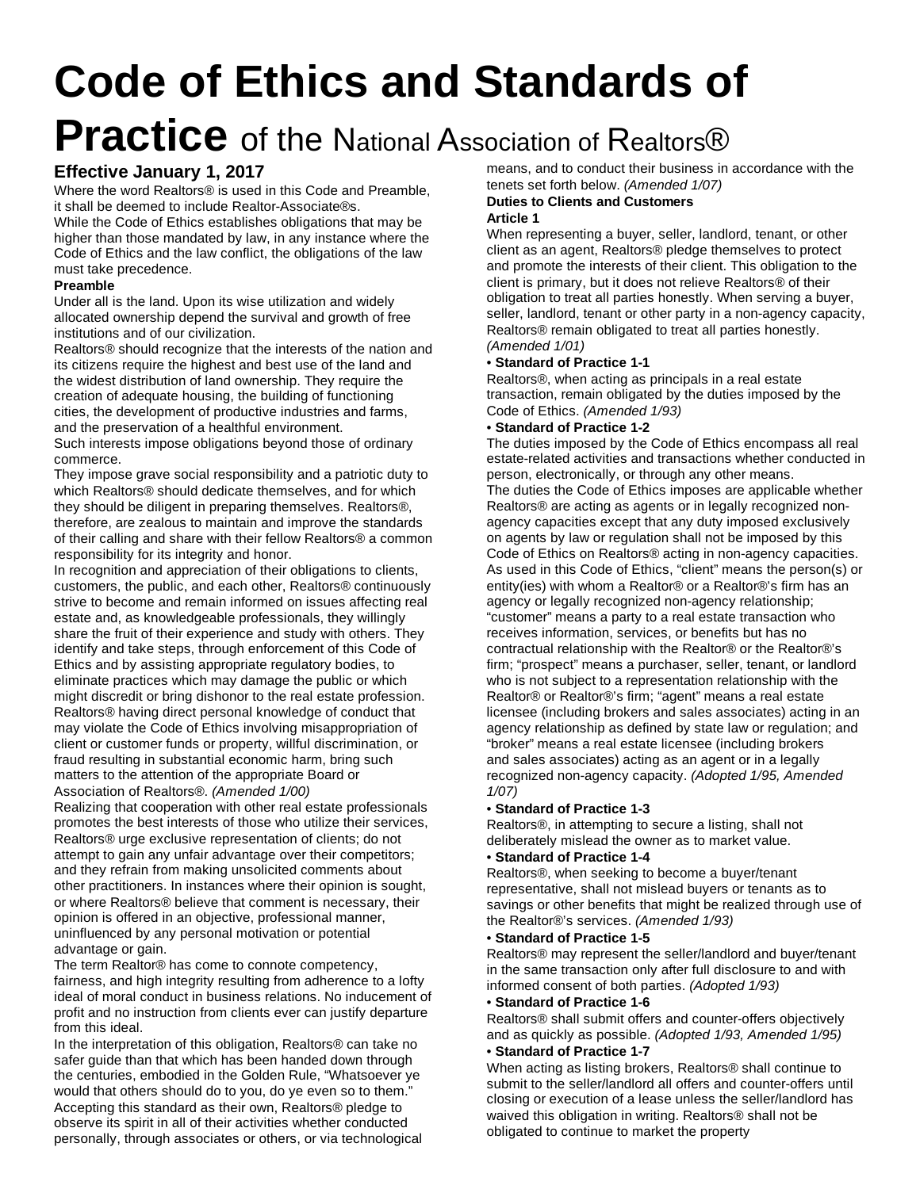# Code of Ethics and Standards of Practice of the National Association of Realtors®

## Effective January 1, 2017

Where the word Realtors® is used in this Code and Preamble, it shall be deemed to include Realtor-Associate®s.

While the Code of Ethics establishes obligations that may be higher than those mandated by law, in any instance where the Code of Ethics and the law conflict, the obligations of the law must take precedence.

**Preamble**

Under all is the land. Upon its wise utilization and widely allocated ownership depend the survival and growth of free institutions and of our civilization.

Realtors® should recognize that the interests of the nation and its citizens require the highest and best use of the land and the widest distribution of land ownership. They require the creation of adequate housing, the building of functioning cities, the development of productive industries and farms, and the preservation of a healthful environment.

Such interests impose obligations beyond those of ordinary commerce.

They impose grave social responsibility and a patriotic duty to which Realtors® should dedicate themselves, and for which they should be diligent in preparing themselves. Realtors®, therefore, are zealous to maintain and improve the standards of their calling and share with their fellow Realtors® a common responsibility for its integrity and honor.

In recognition and appreciation of their obligations to clients, customers, the public, and each other, Realtors® continuously strive to become and remain informed on issues affecting real estate and, as knowledgeable professionals, they willingly share the fruit of their experience and study with others. They identify and take steps, through enforcement of this Code of Ethics and by assisting appropriate regulatory bodies, to eliminate practices which may damage the public or which might discredit or bring dishonor to the real estate profession. Realtors® having direct personal knowledge of conduct that may violate the Code of Ethics involving misappropriation of client or customer funds or property, willful discrimination, or fraud resulting in substantial economic harm, bring such matters to the attention of the appropriate Board or Association of Realtors®. *(Amended 1/00)*

Realizing that cooperation with other real estate professionals promotes the best interests of those who utilize their services, Realtors® urge exclusive representation of clients; do not attempt to gain any unfair advantage over their competitors; and they refrain from making unsolicited comments about other practitioners. In instances where their opinion is sought, or where Realtors® believe that comment is necessary, their opinion is offered in an objective, professional manner, uninfluenced by any personal motivation or potential advantage or gain.

The term Realtor® has come to connote competency, fairness, and high integrity resulting from adherence to a lofty ideal of moral conduct in business relations. No inducement of profit and no instruction from clients ever can justify departure from this ideal.

In the interpretation of this obligation, Realtors® can take no safer guide than that which has been handed down through the centuries, embodied in the Golden Rule, "Whatsoever ye would that others should do to you, do ye even so to them."

Accepting this standard as their own, Realtors® pledge to observe its spirit in all of their activities whether conducted personally, through associates or others, or via technological means, and to conduct their business in accordance with the tenets set forth below. *(Amended 1/07)*

**Duties to Clients and Customers**

**Article 1**

When representing a buyer, seller, landlord, tenant, or other client as an agent, Realtors® pledge themselves to protect and promote the interests of their client. This obligation to the client is primary, but it does not relieve Realtors® of their obligation to treat all parties honestly. When serving a buyer, seller, landlord, tenant or other party in a non-agency capacity, Realtors® remain obligated to treat all parties honestly. *(Amended 1/01)*

**• Standard of Practice 1-1**

Realtors®, when acting as principals in a real estate transaction, remain obligated by the duties imposed by the Code of Ethics. *(Amended 1/93)*

**• Standard of Practice 1-2**

The duties imposed by the Code of Ethics encompass all real estate-related activities and transactions whether conducted in person, electronically, or through any other means.

The duties the Code of Ethics imposes are applicable whether Realtors® are acting as agents or in legally recognized non-agency capacities except that any duty imposed exclusively on agents by law or regulation shall not be imposed by this Code of Ethics on Realtors® acting in non-agency capacities.

As used in this Code of Ethics, "client" means the person(s) or entity(ies) with whom a Realtor® or a Realtor®'s firm has an agency or legally recognized non-agency relationship; "customer" means a party to a real estate transaction who receives information, services, or benefits but has no contractual relationship with the Realtor® or the Realtor®'s firm; "prospect" means a purchaser, seller, tenant, or landlord who is not subject to a representation relationship with the Realtor® or Realtor®'s firm; "agent" means a real estate licensee (including brokers and sales associates) acting in an agency relationship as defined by state law or regulation; and "broker" means a real estate licensee (including brokers and sales associates) acting as an agent or in a legally recognized non-agency capacity. *(Adopted 1/95, Amended 1/07)*

**• Standard of Practice 1-3**

Realtors®, in attempting to secure a listing, shall not deliberately mislead the owner as to market value.

**• Standard of Practice 1-4**

Realtors®, when seeking to become a buyer/tenant representative, shall not mislead buyers or tenants as to savings or other benefits that might be realized through use of the Realtor®'s services. *(Amended 1/93)*

**• Standard of Practice 1-5**

Realtors® may represent the seller/landlord and buyer/tenant in the same transaction only after full disclosure to and with informed consent of both parties. *(Adopted 1/93)*

**• Standard of Practice 1-6**

Realtors® shall submit offers and counter-offers objectively and as quickly as possible. *(Adopted 1/93, Amended 1/95)*

**• Standard of Practice 1-7**

When acting as listing brokers, Realtors® shall continue to submit to the seller/landlord all offers and counter-offers until closing or execution of a lease unless the seller/landlord has waived this obligation in writing. Realtors® shall not be obligated to continue to market the property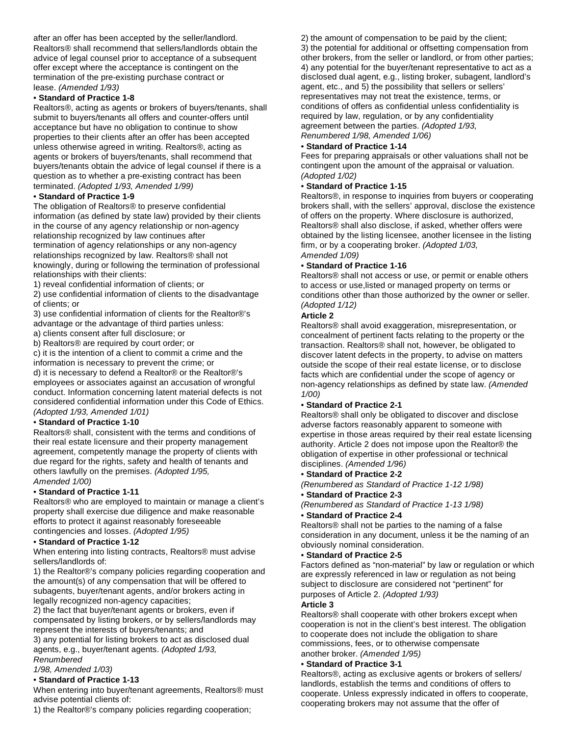after an offer has been accepted by the seller/landlord. Realtors® shall recommend that sellers/landlords obtain the advice of legal counsel prior to acceptance of a subsequent offer except where the acceptance is contingent on the termination of the pre-existing purchase contract or lease. *(Amended 1/93)*

• **Standard of Practice 1-8**

Realtors®, acting as agents or brokers of buyers/tenants, shall submit to buyers/tenants all offers and counter-offers until acceptance but have no obligation to continue to show properties to their clients after an offer has been accepted unless otherwise agreed in writing. Realtors®, acting as agents or brokers of buyers/tenants, shall recommend that buyers/tenants obtain the advice of legal counsel if there is a question as to whether a pre-existing contract has been terminated. *(Adopted 1/93, Amended 1/99)*

• **Standard of Practice 1-9**

The obligation of Realtors® to preserve confidential information (as defined by state law) provided by their clients in the course of any agency relationship or non-agency relationship recognized by law continues after termination of agency relationships or any non-agency relationships recognized by law. Realtors® shall not knowingly, during or following the termination of professional relationships with their clients:

1) reveal confidential information of clients; or

2) use confidential information of clients to the disadvantage of clients; or

3) use confidential information of clients for the Realtor®'s advantage or the advantage of third parties unless:

a) clients consent after full disclosure; or

b) Realtors® are required by court order; or

c) it is the intention of a client to commit a crime and the information is necessary to prevent the crime; or

d) it is necessary to defend a Realtor® or the Realtor®'s employees or associates against an accusation of wrongful conduct. Information concerning latent material defects is not considered confidential information under this Code of Ethics. *(Adopted 1/93, Amended 1/01)*

• **Standard of Practice 1-10**

Realtors® shall, consistent with the terms and conditions of their real estate licensure and their property management agreement, competently manage the property of clients with due regard for the rights, safety and health of tenants and others lawfully on the premises. *(Adopted 1/95, Amended 1/00)*

• **Standard of Practice 1-11**

Realtors® who are employed to maintain or manage a client's property shall exercise due diligence and make reasonable efforts to protect it against reasonably foreseeable contingencies and losses. *(Adopted 1/95)*

• **Standard of Practice 1-12**

When entering into listing contracts, Realtors® must advise sellers/landlords of:

1) the Realtor®'s company policies regarding cooperation and the amount(s) of any compensation that will be offered to subagents, buyer/tenant agents, and/or brokers acting in legally recognized non-agency capacities;

2) the fact that buyer/tenant agents or brokers, even if compensated by listing brokers, or by sellers/landlords may represent the interests of buyers/tenants; and

3) any potential for listing brokers to act as disclosed dual agents, e.g., buyer/tenant agents. *(Adopted 1/93, Renumbered 1/98, Amended 1/03)*

• **Standard of Practice 1-13**

When entering into buyer/tenant agreements, Realtors® must advise potential clients of:

1) the Realtor®'s company policies regarding cooperation;

2) the amount of compensation to be paid by the client;

3) the potential for additional or offsetting compensation from other brokers, from the seller or landlord, or from other parties;

4) any potential for the buyer/tenant representative to act as a disclosed dual agent, e.g., listing broker, subagent, landlord's agent, etc., and 5) the possibility that sellers or sellers' representatives may not treat the existence, terms, or conditions of offers as confidential unless confidentiality is required by law, regulation, or by any confidentiality agreement between the parties. *(Adopted 1/93, Renumbered 1/98, Amended 1/06)*

• **Standard of Practice 1-14**

Fees for preparing appraisals or other valuations shall not be contingent upon the amount of the appraisal or valuation. *(Adopted 1/02)*

• **Standard of Practice 1-15**

Realtors®, in response to inquiries from buyers or cooperating brokers shall, with the sellers' approval, disclose the existence of offers on the property. Where disclosure is authorized, Realtors® shall also disclose, if asked, whether offers were obtained by the listing licensee, another licensee in the listing firm, or by a cooperating broker. *(Adopted 1/03, Amended 1/09)*

• **Standard of Practice 1-16**

Realtors® shall not access or use, or permit or enable others to access or use,listed or managed property on terms or conditions other than those authorized by the owner or seller. *(Adopted 1/12)*

**Article 2**

Realtors® shall avoid exaggeration, misrepresentation, or concealment of pertinent facts relating to the property or the transaction. Realtors® shall not, however, be obligated to discover latent defects in the property, to advise on matters outside the scope of their real estate license, or to disclose facts which are confidential under the scope of agency or non-agency relationships as defined by state law. *(Amended 1/00)*

• **Standard of Practice 2-1**

Realtors® shall only be obligated to discover and disclose adverse factors reasonably apparent to someone with expertise in those areas required by their real estate licensing authority. Article 2 does not impose upon the Realtor® the obligation of expertise in other professional or technical disciplines. *(Amended 1/96)*

• **Standard of Practice 2-2**

*(Renumbered as Standard of Practice 1-12 1/98)*

• **Standard of Practice 2-3**

*(Renumbered as Standard of Practice 1-13 1/98)*

• **Standard of Practice 2-4**

Realtors® shall not be parties to the naming of a false consideration in any document, unless it be the naming of an obviously nominal consideration.

• **Standard of Practice 2-5**

Factors defined as "non-material" by law or regulation or which are expressly referenced in law or regulation as not being subject to disclosure are considered not "pertinent" for purposes of Article 2. *(Adopted 1/93)*

**Article 3**

Realtors® shall cooperate with other brokers except when cooperation is not in the client's best interest. The obligation to cooperate does not include the obligation to share commissions, fees, or to otherwise compensate another broker. *(Amended 1/95)*

• **Standard of Practice 3-1**

Realtors®, acting as exclusive agents or brokers of sellers/landlords, establish the terms and conditions of offers to cooperate. Unless expressly indicated in offers to cooperate, cooperating brokers may not assume that the offer of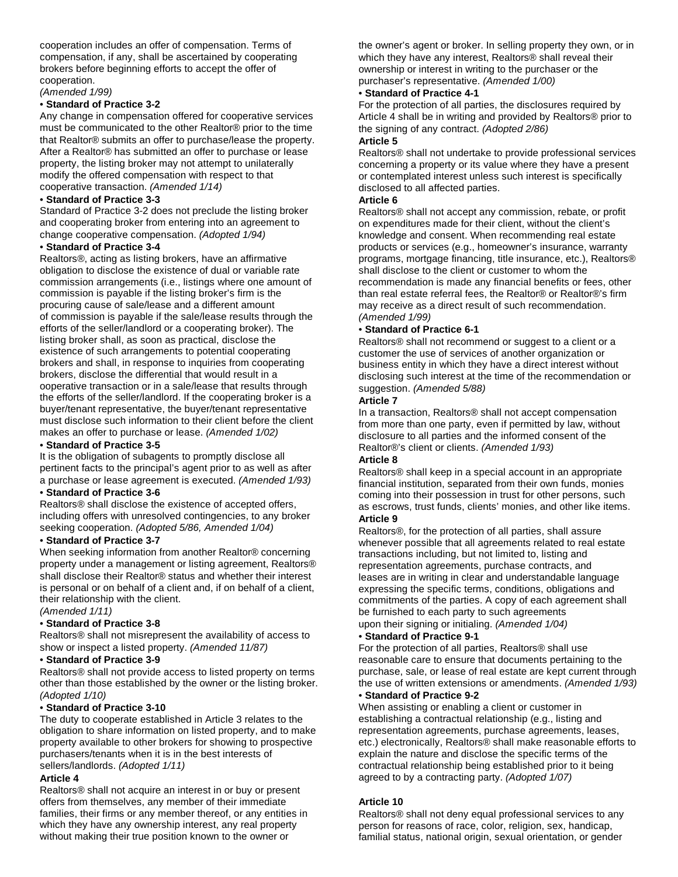cooperation includes an offer of compensation. Terms of compensation, if any, shall be ascertained by cooperating brokers before beginning efforts to accept the offer of cooperation.
*(Amended 1/99)*

• **Standard of Practice 3-2**

Any change in compensation offered for cooperative services must be communicated to the other Realtor® prior to the time that Realtor® submits an offer to purchase/lease the property. After a Realtor® has submitted an offer to purchase or lease property, the listing broker may not attempt to unilaterally modify the offered compensation with respect to that cooperative transaction. *(Amended 1/14)*

• **Standard of Practice 3-3**

Standard of Practice 3-2 does not preclude the listing broker and cooperating broker from entering into an agreement to change cooperative compensation. *(Adopted 1/94)*

• **Standard of Practice 3-4**

Realtors®, acting as listing brokers, have an affirmative obligation to disclose the existence of dual or variable rate commission arrangements (i.e., listings where one amount of commission is payable if the listing broker's firm is the procuring cause of sale/lease and a different amount of commission is payable if the sale/lease results through the efforts of the seller/landlord or a cooperating broker). The listing broker shall, as soon as practical, disclose the existence of such arrangements to potential cooperating brokers and shall, in response to inquiries from cooperating brokers, disclose the differential that would result in a ooperative transaction or in a sale/lease that results through the efforts of the seller/landlord. If the cooperating broker is a buyer/tenant representative, the buyer/tenant representative must disclose such information to their client before the client makes an offer to purchase or lease. *(Amended 1/02)*

• **Standard of Practice 3-5**

It is the obligation of subagents to promptly disclose all pertinent facts to the principal's agent prior to as well as after a purchase or lease agreement is executed. *(Amended 1/93)*

• **Standard of Practice 3-6**

Realtors® shall disclose the existence of accepted offers, including offers with unresolved contingencies, to any broker seeking cooperation. *(Adopted 5/86, Amended 1/04)*

• **Standard of Practice 3-7**

When seeking information from another Realtor® concerning property under a management or listing agreement, Realtors® shall disclose their Realtor® status and whether their interest is personal or on behalf of a client and, if on behalf of a client, their relationship with the client.
*(Amended 1/11)*

• **Standard of Practice 3-8**

Realtors® shall not misrepresent the availability of access to show or inspect a listed property. *(Amended 11/87)*

• **Standard of Practice 3-9**

Realtors® shall not provide access to listed property on terms other than those established by the owner or the listing broker. *(Adopted 1/10)*

• **Standard of Practice 3-10**

The duty to cooperate established in Article 3 relates to the obligation to share information on listed property, and to make property available to other brokers for showing to prospective purchasers/tenants when it is in the best interests of sellers/landlords. *(Adopted 1/11)*

**Article 4**

Realtors® shall not acquire an interest in or buy or present offers from themselves, any member of their immediate families, their firms or any member thereof, or any entities in which they have any ownership interest, any real property without making their true position known to the owner or the owner's agent or broker. In selling property they own, or in which they have any interest, Realtors® shall reveal their ownership or interest in writing to the purchaser or the purchaser's representative. *(Amended 1/00)*

• **Standard of Practice 4-1**

For the protection of all parties, the disclosures required by Article 4 shall be in writing and provided by Realtors® prior to the signing of any contract. *(Adopted 2/86)*

**Article 5**

Realtors® shall not undertake to provide professional services concerning a property or its value where they have a present or contemplated interest unless such interest is specifically disclosed to all affected parties.

**Article 6**

Realtors® shall not accept any commission, rebate, or profit on expenditures made for their client, without the client's knowledge and consent. When recommending real estate products or services (e.g., homeowner's insurance, warranty programs, mortgage financing, title insurance, etc.), Realtors® shall disclose to the client or customer to whom the recommendation is made any financial benefits or fees, other than real estate referral fees, the Realtor® or Realtor®'s firm may receive as a direct result of such recommendation. *(Amended 1/99)*

• **Standard of Practice 6-1**

Realtors® shall not recommend or suggest to a client or a customer the use of services of another organization or business entity in which they have a direct interest without disclosing such interest at the time of the recommendation or suggestion. *(Amended 5/88)*

**Article 7**

In a transaction, Realtors® shall not accept compensation from more than one party, even if permitted by law, without disclosure to all parties and the informed consent of the Realtor®'s client or clients. *(Amended 1/93)*

**Article 8**

Realtors® shall keep in a special account in an appropriate financial institution, separated from their own funds, monies coming into their possession in trust for other persons, such as escrows, trust funds, clients' monies, and other like items.

**Article 9**

Realtors®, for the protection of all parties, shall assure whenever possible that all agreements related to real estate transactions including, but not limited to, listing and representation agreements, purchase contracts, and leases are in writing in clear and understandable language expressing the specific terms, conditions, obligations and commitments of the parties. A copy of each agreement shall be furnished to each party to such agreements upon their signing or initialing. *(Amended 1/04)*

• **Standard of Practice 9-1**

For the protection of all parties, Realtors® shall use reasonable care to ensure that documents pertaining to the purchase, sale, or lease of real estate are kept current through the use of written extensions or amendments. *(Amended 1/93)*

• **Standard of Practice 9-2**

When assisting or enabling a client or customer in establishing a contractual relationship (e.g., listing and representation agreements, purchase agreements, leases, etc.) electronically, Realtors® shall make reasonable efforts to explain the nature and disclose the specific terms of the contractual relationship being established prior to it being agreed to by a contracting party. *(Adopted 1/07)*

**Article 10**

Realtors® shall not deny equal professional services to any person for reasons of race, color, religion, sex, handicap, familial status, national origin, sexual orientation, or gender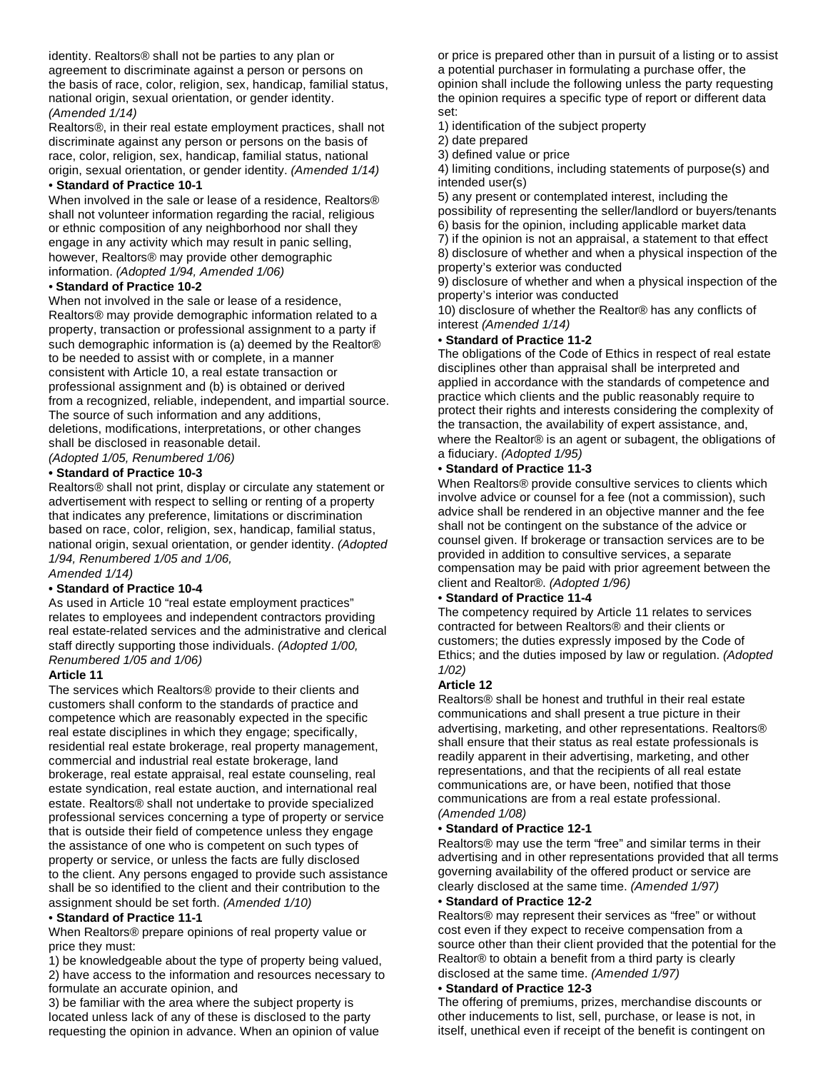identity. Realtors® shall not be parties to any plan or agreement to discriminate against a person or persons on the basis of race, color, religion, sex, handicap, familial status, national origin, sexual orientation, or gender identity. *(Amended 1/14)*

Realtors®, in their real estate employment practices, shall not discriminate against any person or persons on the basis of race, color, religion, sex, handicap, familial status, national origin, sexual orientation, or gender identity. *(Amended 1/14)*

**• Standard of Practice 10-1**

When involved in the sale or lease of a residence, Realtors® shall not volunteer information regarding the racial, religious or ethnic composition of any neighborhood nor shall they engage in any activity which may result in panic selling, however, Realtors® may provide other demographic information. *(Adopted 1/94, Amended 1/06)*

**• Standard of Practice 10-2**

When not involved in the sale or lease of a residence, Realtors® may provide demographic information related to a property, transaction or professional assignment to a party if such demographic information is (a) deemed by the Realtor® to be needed to assist with or complete, in a manner consistent with Article 10, a real estate transaction or professional assignment and (b) is obtained or derived from a recognized, reliable, independent, and impartial source. The source of such information and any additions, deletions, modifications, interpretations, or other changes shall be disclosed in reasonable detail.
*(Adopted 1/05, Renumbered 1/06)*

**• Standard of Practice 10-3**

Realtors® shall not print, display or circulate any statement or advertisement with respect to selling or renting of a property that indicates any preference, limitations or discrimination based on race, color, religion, sex, handicap, familial status, national origin, sexual orientation, or gender identity. *(Adopted 1/94, Renumbered 1/05 and 1/06, Amended 1/14)*

**• Standard of Practice 10-4**

As used in Article 10 "real estate employment practices" relates to employees and independent contractors providing real estate-related services and the administrative and clerical staff directly supporting those individuals. *(Adopted 1/00, Renumbered 1/05 and 1/06)*

**Article 11**

The services which Realtors® provide to their clients and customers shall conform to the standards of practice and competence which are reasonably expected in the specific real estate disciplines in which they engage; specifically, residential real estate brokerage, real property management, commercial and industrial real estate brokerage, land brokerage, real estate appraisal, real estate counseling, real estate syndication, real estate auction, and international real estate. Realtors® shall not undertake to provide specialized professional services concerning a type of property or service that is outside their field of competence unless they engage the assistance of one who is competent on such types of property or service, or unless the facts are fully disclosed to the client. Any persons engaged to provide such assistance shall be so identified to the client and their contribution to the assignment should be set forth. *(Amended 1/10)*

**• Standard of Practice 11-1**

When Realtors® prepare opinions of real property value or price they must:

1) be knowledgeable about the type of property being valued,
2) have access to the information and resources necessary to formulate an accurate opinion, and
3) be familiar with the area where the subject property is located unless lack of any of these is disclosed to the party requesting the opinion in advance. When an opinion of value or price is prepared other than in pursuit of a listing or to assist a potential purchaser in formulating a purchase offer, the opinion shall include the following unless the party requesting the opinion requires a specific type of report or different data set:

1) identification of the subject property
2) date prepared
3) defined value or price
4) limiting conditions, including statements of purpose(s) and intended user(s)
5) any present or contemplated interest, including the possibility of representing the seller/landlord or buyers/tenants
6) basis for the opinion, including applicable market data
7) if the opinion is not an appraisal, a statement to that effect
8) disclosure of whether and when a physical inspection of the property's exterior was conducted
9) disclosure of whether and when a physical inspection of the property's interior was conducted
10) disclosure of whether the Realtor® has any conflicts of interest *(Amended 1/14)*

**• Standard of Practice 11-2**

The obligations of the Code of Ethics in respect of real estate disciplines other than appraisal shall be interpreted and applied in accordance with the standards of competence and practice which clients and the public reasonably require to protect their rights and interests considering the complexity of the transaction, the availability of expert assistance, and, where the Realtor® is an agent or subagent, the obligations of a fiduciary. *(Adopted 1/95)*

**• Standard of Practice 11-3**

When Realtors® provide consultive services to clients which involve advice or counsel for a fee (not a commission), such advice shall be rendered in an objective manner and the fee shall not be contingent on the substance of the advice or counsel given. If brokerage or transaction services are to be provided in addition to consultive services, a separate compensation may be paid with prior agreement between the client and Realtor®. *(Adopted 1/96)*

**• Standard of Practice 11-4**

The competency required by Article 11 relates to services contracted for between Realtors® and their clients or customers; the duties expressly imposed by the Code of Ethics; and the duties imposed by law or regulation. *(Adopted 1/02)*

**Article 12**

Realtors® shall be honest and truthful in their real estate communications and shall present a true picture in their advertising, marketing, and other representations. Realtors® shall ensure that their status as real estate professionals is readily apparent in their advertising, marketing, and other representations, and that the recipients of all real estate communications are, or have been, notified that those communications are from a real estate professional.
*(Amended 1/08)*

**• Standard of Practice 12-1**

Realtors® may use the term "free" and similar terms in their advertising and in other representations provided that all terms governing availability of the offered product or service are clearly disclosed at the same time. *(Amended 1/97)*

**• Standard of Practice 12-2**

Realtors® may represent their services as "free" or without cost even if they expect to receive compensation from a source other than their client provided that the potential for the Realtor® to obtain a benefit from a third party is clearly disclosed at the same time. *(Amended 1/97)*

**• Standard of Practice 12-3**

The offering of premiums, prizes, merchandise discounts or other inducements to list, sell, purchase, or lease is not, in itself, unethical even if receipt of the benefit is contingent on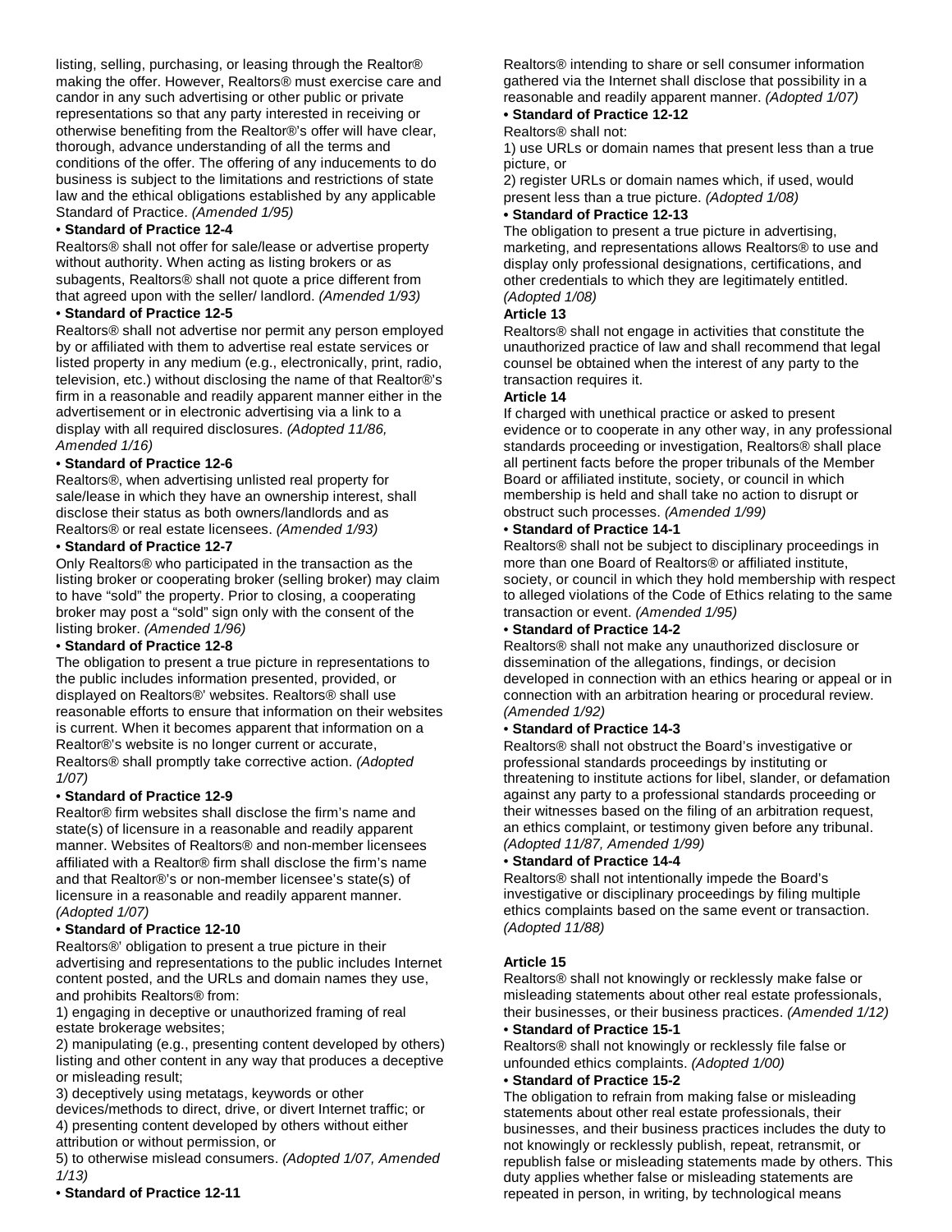listing, selling, purchasing, or leasing through the Realtor® making the offer. However, Realtors® must exercise care and candor in any such advertising or other public or private representations so that any party interested in receiving or otherwise benefiting from the Realtor®'s offer will have clear, thorough, advance understanding of all the terms and conditions of the offer. The offering of any inducements to do business is subject to the limitations and restrictions of state law and the ethical obligations established by any applicable Standard of Practice. *(Amended 1/95)*

**• Standard of Practice 12-4**

Realtors® shall not offer for sale/lease or advertise property without authority. When acting as listing brokers or as subagents, Realtors® shall not quote a price different from that agreed upon with the seller/ landlord. *(Amended 1/93)*

**• Standard of Practice 12-5**

Realtors® shall not advertise nor permit any person employed by or affiliated with them to advertise real estate services or listed property in any medium (e.g., electronically, print, radio, television, etc.) without disclosing the name of that Realtor®'s firm in a reasonable and readily apparent manner either in the advertisement or in electronic advertising via a link to a display with all required disclosures. *(Adopted 11/86, Amended 1/16)*

**• Standard of Practice 12-6**

Realtors®, when advertising unlisted real property for sale/lease in which they have an ownership interest, shall disclose their status as both owners/landlords and as Realtors® or real estate licensees. *(Amended 1/93)*

**• Standard of Practice 12-7**

Only Realtors® who participated in the transaction as the listing broker or cooperating broker (selling broker) may claim to have "sold" the property. Prior to closing, a cooperating broker may post a "sold" sign only with the consent of the listing broker. *(Amended 1/96)*

**• Standard of Practice 12-8**

The obligation to present a true picture in representations to the public includes information presented, provided, or displayed on Realtors®' websites. Realtors® shall use reasonable efforts to ensure that information on their websites is current. When it becomes apparent that information on a Realtor®'s website is no longer current or accurate, Realtors® shall promptly take corrective action. *(Adopted 1/07)*

**• Standard of Practice 12-9**

Realtor® firm websites shall disclose the firm's name and state(s) of licensure in a reasonable and readily apparent manner. Websites of Realtors® and non-member licensees affiliated with a Realtor® firm shall disclose the firm's name and that Realtor®'s or non-member licensee's state(s) of licensure in a reasonable and readily apparent manner. *(Adopted 1/07)*

**• Standard of Practice 12-10**

Realtors®' obligation to present a true picture in their advertising and representations to the public includes Internet content posted, and the URLs and domain names they use, and prohibits Realtors® from:

1) engaging in deceptive or unauthorized framing of real estate brokerage websites;
2) manipulating (e.g., presenting content developed by others) listing and other content in any way that produces a deceptive or misleading result;
3) deceptively using metatags, keywords or other devices/methods to direct, drive, or divert Internet traffic; or
4) presenting content developed by others without either attribution or without permission, or
5) to otherwise mislead consumers. *(Adopted 1/07, Amended 1/13)*

**• Standard of Practice 12-11**

Realtors® intending to share or sell consumer information gathered via the Internet shall disclose that possibility in a reasonable and readily apparent manner. *(Adopted 1/07)*

**• Standard of Practice 12-12**

Realtors® shall not:

1) use URLs or domain names that present less than a true picture, or
2) register URLs or domain names which, if used, would present less than a true picture. *(Adopted 1/08)*

**• Standard of Practice 12-13**

The obligation to present a true picture in advertising, marketing, and representations allows Realtors® to use and display only professional designations, certifications, and other credentials to which they are legitimately entitled. *(Adopted 1/08)*

**Article 13**

Realtors® shall not engage in activities that constitute the unauthorized practice of law and shall recommend that legal counsel be obtained when the interest of any party to the transaction requires it.

**Article 14**

If charged with unethical practice or asked to present evidence or to cooperate in any other way, in any professional standards proceeding or investigation, Realtors® shall place all pertinent facts before the proper tribunals of the Member Board or affiliated institute, society, or council in which membership is held and shall take no action to disrupt or obstruct such processes. *(Amended 1/99)*

**• Standard of Practice 14-1**

Realtors® shall not be subject to disciplinary proceedings in more than one Board of Realtors® or affiliated institute, society, or council in which they hold membership with respect to alleged violations of the Code of Ethics relating to the same transaction or event. *(Amended 1/95)*

**• Standard of Practice 14-2**

Realtors® shall not make any unauthorized disclosure or dissemination of the allegations, findings, or decision developed in connection with an ethics hearing or appeal or in connection with an arbitration hearing or procedural review. *(Amended 1/92)*

**• Standard of Practice 14-3**

Realtors® shall not obstruct the Board's investigative or professional standards proceedings by instituting or threatening to institute actions for libel, slander, or defamation against any party to a professional standards proceeding or their witnesses based on the filing of an arbitration request, an ethics complaint, or testimony given before any tribunal. *(Adopted 11/87, Amended 1/99)*

**• Standard of Practice 14-4**

Realtors® shall not intentionally impede the Board's investigative or disciplinary proceedings by filing multiple ethics complaints based on the same event or transaction. *(Adopted 11/88)*

**Article 15**

Realtors® shall not knowingly or recklessly make false or misleading statements about other real estate professionals, their businesses, or their business practices. *(Amended 1/12)*

**• Standard of Practice 15-1**

Realtors® shall not knowingly or recklessly file false or unfounded ethics complaints. *(Adopted 1/00)*

**• Standard of Practice 15-2**

The obligation to refrain from making false or misleading statements about other real estate professionals, their businesses, and their business practices includes the duty to not knowingly or recklessly publish, repeat, retransmit, or republish false or misleading statements made by others. This duty applies whether false or misleading statements are repeated in person, in writing, by technological means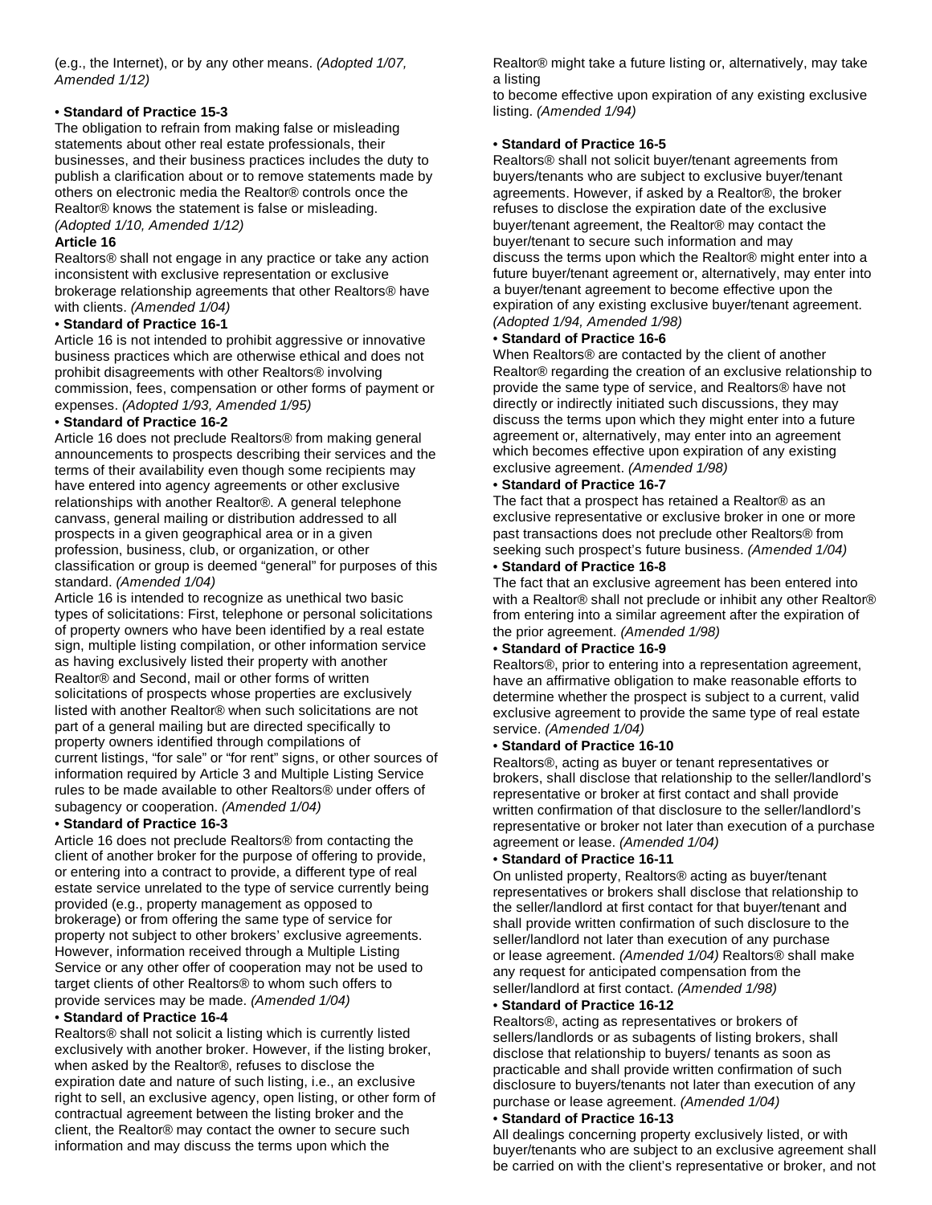(e.g., the Internet), or by any other means. *(Adopted 1/07, Amended 1/12)*

**• Standard of Practice 15-3**

The obligation to refrain from making false or misleading statements about other real estate professionals, their businesses, and their business practices includes the duty to publish a clarification about or to remove statements made by others on electronic media the Realtor® controls once the Realtor® knows the statement is false or misleading. *(Adopted 1/10, Amended 1/12)*

**Article 16**

Realtors® shall not engage in any practice or take any action inconsistent with exclusive representation or exclusive brokerage relationship agreements that other Realtors® have with clients. *(Amended 1/04)*

**• Standard of Practice 16-1**

Article 16 is not intended to prohibit aggressive or innovative business practices which are otherwise ethical and does not prohibit disagreements with other Realtors® involving commission, fees, compensation or other forms of payment or expenses. *(Adopted 1/93, Amended 1/95)*

**• Standard of Practice 16-2**

Article 16 does not preclude Realtors® from making general announcements to prospects describing their services and the terms of their availability even though some recipients may have entered into agency agreements or other exclusive relationships with another Realtor®. A general telephone canvass, general mailing or distribution addressed to all prospects in a given geographical area or in a given profession, business, club, or organization, or other classification or group is deemed "general" for purposes of this standard. *(Amended 1/04)*

Article 16 is intended to recognize as unethical two basic types of solicitations: First, telephone or personal solicitations of property owners who have been identified by a real estate sign, multiple listing compilation, or other information service as having exclusively listed their property with another Realtor® and Second, mail or other forms of written solicitations of prospects whose properties are exclusively listed with another Realtor® when such solicitations are not part of a general mailing but are directed specifically to property owners identified through compilations of current listings, "for sale" or "for rent" signs, or other sources of information required by Article 3 and Multiple Listing Service rules to be made available to other Realtors® under offers of subagency or cooperation. *(Amended 1/04)*

**• Standard of Practice 16-3**

Article 16 does not preclude Realtors® from contacting the client of another broker for the purpose of offering to provide, or entering into a contract to provide, a different type of real estate service unrelated to the type of service currently being provided (e.g., property management as opposed to brokerage) or from offering the same type of service for property not subject to other brokers' exclusive agreements. However, information received through a Multiple Listing Service or any other offer of cooperation may not be used to target clients of other Realtors® to whom such offers to provide services may be made. *(Amended 1/04)*

**• Standard of Practice 16-4**

Realtors® shall not solicit a listing which is currently listed exclusively with another broker. However, if the listing broker, when asked by the Realtor®, refuses to disclose the expiration date and nature of such listing, i.e., an exclusive right to sell, an exclusive agency, open listing, or other form of contractual agreement between the listing broker and the client, the Realtor® may contact the owner to secure such information and may discuss the terms upon which the Realtor® might take a future listing or, alternatively, may take a listing to become effective upon expiration of any existing exclusive listing. *(Amended 1/94)*

**• Standard of Practice 16-5**

Realtors® shall not solicit buyer/tenant agreements from buyers/tenants who are subject to exclusive buyer/tenant agreements. However, if asked by a Realtor®, the broker refuses to disclose the expiration date of the exclusive buyer/tenant agreement, the Realtor® may contact the buyer/tenant to secure such information and may discuss the terms upon which the Realtor® might enter into a future buyer/tenant agreement or, alternatively, may enter into a buyer/tenant agreement to become effective upon the expiration of any existing exclusive buyer/tenant agreement. *(Adopted 1/94, Amended 1/98)*

**• Standard of Practice 16-6**

When Realtors® are contacted by the client of another Realtor® regarding the creation of an exclusive relationship to provide the same type of service, and Realtors® have not directly or indirectly initiated such discussions, they may discuss the terms upon which they might enter into a future agreement or, alternatively, may enter into an agreement which becomes effective upon expiration of any existing exclusive agreement. *(Amended 1/98)*

**• Standard of Practice 16-7**

The fact that a prospect has retained a Realtor® as an exclusive representative or exclusive broker in one or more past transactions does not preclude other Realtors® from seeking such prospect's future business. *(Amended 1/04)*

**• Standard of Practice 16-8**

The fact that an exclusive agreement has been entered into with a Realtor® shall not preclude or inhibit any other Realtor® from entering into a similar agreement after the expiration of the prior agreement. *(Amended 1/98)*

**• Standard of Practice 16-9**

Realtors®, prior to entering into a representation agreement, have an affirmative obligation to make reasonable efforts to determine whether the prospect is subject to a current, valid exclusive agreement to provide the same type of real estate service. *(Amended 1/04)*

**• Standard of Practice 16-10**

Realtors®, acting as buyer or tenant representatives or brokers, shall disclose that relationship to the seller/landlord's representative or broker at first contact and shall provide written confirmation of that disclosure to the seller/landlord's representative or broker not later than execution of a purchase agreement or lease. *(Amended 1/04)*

**• Standard of Practice 16-11**

On unlisted property, Realtors® acting as buyer/tenant representatives or brokers shall disclose that relationship to the seller/landlord at first contact for that buyer/tenant and shall provide written confirmation of such disclosure to the seller/landlord not later than execution of any purchase or lease agreement. *(Amended 1/04)* Realtors® shall make any request for anticipated compensation from the seller/landlord at first contact. *(Amended 1/98)*

**• Standard of Practice 16-12**

Realtors®, acting as representatives or brokers of sellers/landlords or as subagents of listing brokers, shall disclose that relationship to buyers/ tenants as soon as practicable and shall provide written confirmation of such disclosure to buyers/tenants not later than execution of any purchase or lease agreement. *(Amended 1/04)*

**• Standard of Practice 16-13**

All dealings concerning property exclusively listed, or with buyer/tenants who are subject to an exclusive agreement shall be carried on with the client's representative or broker, and not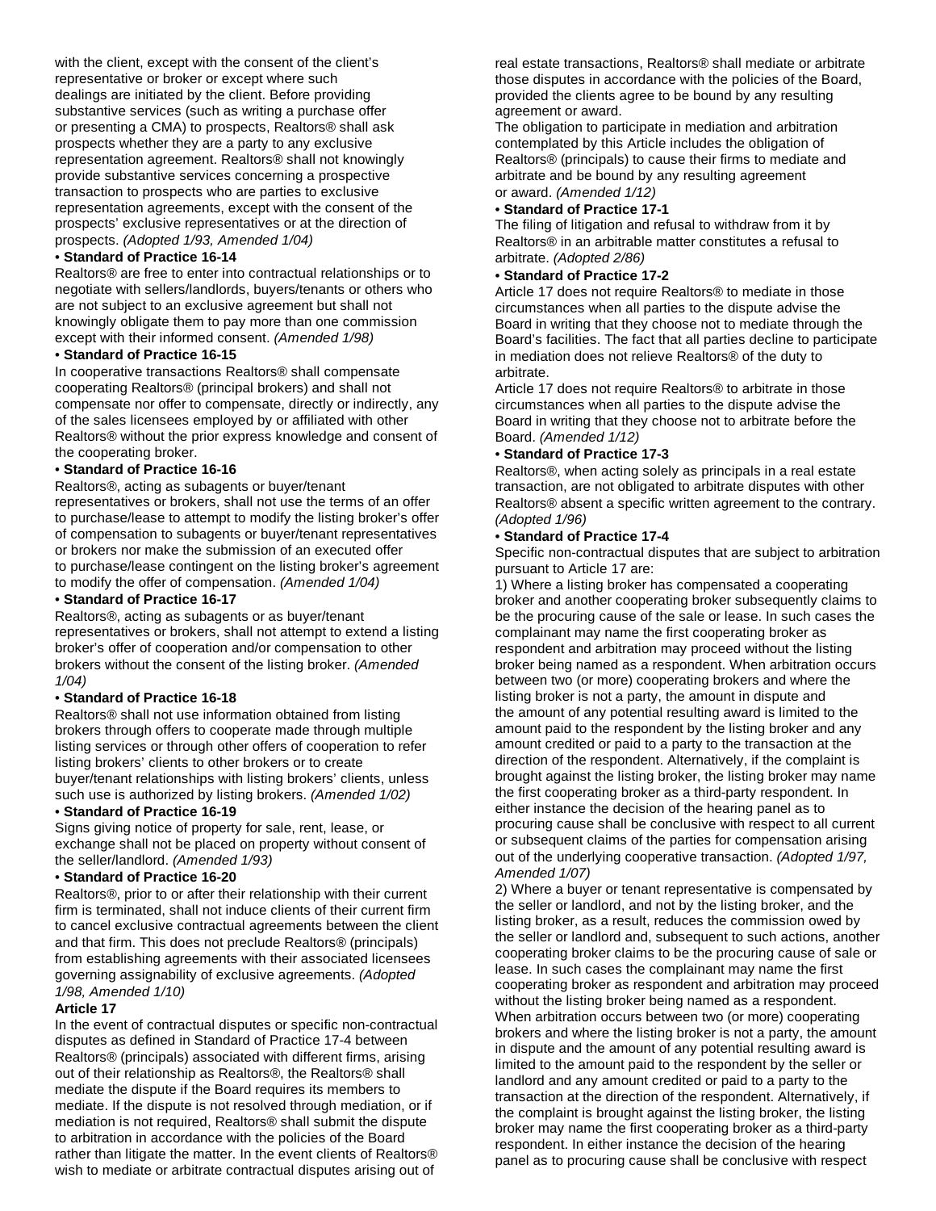with the client, except with the consent of the client's representative or broker or except where such dealings are initiated by the client. Before providing substantive services (such as writing a purchase offer or presenting a CMA) to prospects, Realtors® shall ask prospects whether they are a party to any exclusive representation agreement. Realtors® shall not knowingly provide substantive services concerning a prospective transaction to prospects who are parties to exclusive representation agreements, except with the consent of the prospects' exclusive representatives or at the direction of prospects. *(Adopted 1/93, Amended 1/04)*

• **Standard of Practice 16-14**

Realtors® are free to enter into contractual relationships or to negotiate with sellers/landlords, buyers/tenants or others who are not subject to an exclusive agreement but shall not knowingly obligate them to pay more than one commission except with their informed consent. *(Amended 1/98)*

• **Standard of Practice 16-15**

In cooperative transactions Realtors® shall compensate cooperating Realtors® (principal brokers) and shall not compensate nor offer to compensate, directly or indirectly, any of the sales licensees employed by or affiliated with other Realtors® without the prior express knowledge and consent of the cooperating broker.

• **Standard of Practice 16-16**

Realtors®, acting as subagents or buyer/tenant representatives or brokers, shall not use the terms of an offer to purchase/lease to attempt to modify the listing broker's offer of compensation to subagents or buyer/tenant representatives or brokers nor make the submission of an executed offer to purchase/lease contingent on the listing broker's agreement to modify the offer of compensation. *(Amended 1/04)*

• **Standard of Practice 16-17**

Realtors®, acting as subagents or as buyer/tenant representatives or brokers, shall not attempt to extend a listing broker's offer of cooperation and/or compensation to other brokers without the consent of the listing broker. *(Amended 1/04)*

• **Standard of Practice 16-18**

Realtors® shall not use information obtained from listing brokers through offers to cooperate made through multiple listing services or through other offers of cooperation to refer listing brokers' clients to other brokers or to create buyer/tenant relationships with listing brokers' clients, unless such use is authorized by listing brokers. *(Amended 1/02)*

• **Standard of Practice 16-19**

Signs giving notice of property for sale, rent, lease, or exchange shall not be placed on property without consent of the seller/landlord. *(Amended 1/93)*

• **Standard of Practice 16-20**

Realtors®, prior to or after their relationship with their current firm is terminated, shall not induce clients of their current firm to cancel exclusive contractual agreements between the client and that firm. This does not preclude Realtors® (principals) from establishing agreements with their associated licensees governing assignability of exclusive agreements. *(Adopted 1/98, Amended 1/10)*

**Article 17**

In the event of contractual disputes or specific non-contractual disputes as defined in Standard of Practice 17-4 between Realtors® (principals) associated with different firms, arising out of their relationship as Realtors®, the Realtors® shall mediate the dispute if the Board requires its members to mediate. If the dispute is not resolved through mediation, or if mediation is not required, Realtors® shall submit the dispute to arbitration in accordance with the policies of the Board rather than litigate the matter. In the event clients of Realtors® wish to mediate or arbitrate contractual disputes arising out of real estate transactions, Realtors® shall mediate or arbitrate those disputes in accordance with the policies of the Board, provided the clients agree to be bound by any resulting agreement or award.

The obligation to participate in mediation and arbitration contemplated by this Article includes the obligation of Realtors® (principals) to cause their firms to mediate and arbitrate and be bound by any resulting agreement or award. *(Amended 1/12)*

• **Standard of Practice 17-1**

The filing of litigation and refusal to withdraw from it by Realtors® in an arbitrable matter constitutes a refusal to arbitrate. *(Adopted 2/86)*

• **Standard of Practice 17-2**

Article 17 does not require Realtors® to mediate in those circumstances when all parties to the dispute advise the Board in writing that they choose not to mediate through the Board's facilities. The fact that all parties decline to participate in mediation does not relieve Realtors® of the duty to arbitrate.

Article 17 does not require Realtors® to arbitrate in those circumstances when all parties to the dispute advise the Board in writing that they choose not to arbitrate before the Board. *(Amended 1/12)*

• **Standard of Practice 17-3**

Realtors®, when acting solely as principals in a real estate transaction, are not obligated to arbitrate disputes with other Realtors® absent a specific written agreement to the contrary. *(Adopted 1/96)*

• **Standard of Practice 17-4**

Specific non-contractual disputes that are subject to arbitration pursuant to Article 17 are:

1) Where a listing broker has compensated a cooperating broker and another cooperating broker subsequently claims to be the procuring cause of the sale or lease. In such cases the complainant may name the first cooperating broker as respondent and arbitration may proceed without the listing broker being named as a respondent. When arbitration occurs between two (or more) cooperating brokers and where the listing broker is not a party, the amount in dispute and the amount of any potential resulting award is limited to the amount paid to the respondent by the listing broker and any amount credited or paid to a party to the transaction at the direction of the respondent. Alternatively, if the complaint is brought against the listing broker, the listing broker may name the first cooperating broker as a third-party respondent. In either instance the decision of the hearing panel as to procuring cause shall be conclusive with respect to all current or subsequent claims of the parties for compensation arising out of the underlying cooperative transaction. *(Adopted 1/97, Amended 1/07)*

2) Where a buyer or tenant representative is compensated by the seller or landlord, and not by the listing broker, and the listing broker, as a result, reduces the commission owed by the seller or landlord and, subsequent to such actions, another cooperating broker claims to be the procuring cause of sale or lease. In such cases the complainant may name the first cooperating broker as respondent and arbitration may proceed without the listing broker being named as a respondent. When arbitration occurs between two (or more) cooperating brokers and where the listing broker is not a party, the amount in dispute and the amount of any potential resulting award is limited to the amount paid to the respondent by the seller or landlord and any amount credited or paid to a party to the transaction at the direction of the respondent. Alternatively, if the complaint is brought against the listing broker, the listing broker may name the first cooperating broker as a third-party respondent. In either instance the decision of the hearing panel as to procuring cause shall be conclusive with respect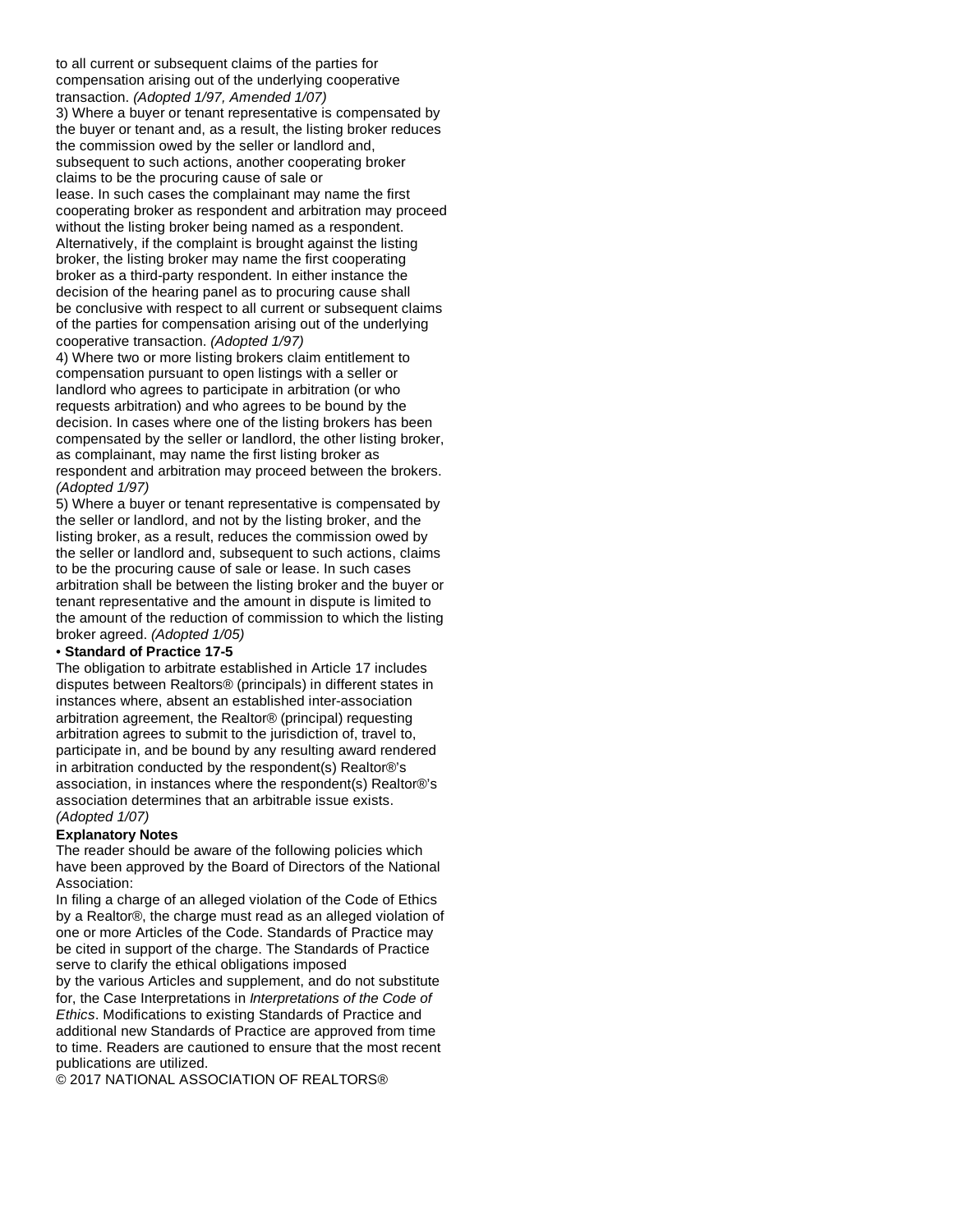to all current or subsequent claims of the parties for compensation arising out of the underlying cooperative transaction. *(Adopted 1/97, Amended 1/07)*

3) Where a buyer or tenant representative is compensated by the buyer or tenant and, as a result, the listing broker reduces the commission owed by the seller or landlord and, subsequent to such actions, another cooperating broker claims to be the procuring cause of sale or lease. In such cases the complainant may name the first cooperating broker as respondent and arbitration may proceed without the listing broker being named as a respondent. Alternatively, if the complaint is brought against the listing broker, the listing broker may name the first cooperating broker as a third-party respondent. In either instance the decision of the hearing panel as to procuring cause shall be conclusive with respect to all current or subsequent claims of the parties for compensation arising out of the underlying cooperative transaction. *(Adopted 1/97)*

4) Where two or more listing brokers claim entitlement to compensation pursuant to open listings with a seller or landlord who agrees to participate in arbitration (or who requests arbitration) and who agrees to be bound by the decision. In cases where one of the listing brokers has been compensated by the seller or landlord, the other listing broker, as complainant, may name the first listing broker as respondent and arbitration may proceed between the brokers. *(Adopted 1/97)*

5) Where a buyer or tenant representative is compensated by the seller or landlord, and not by the listing broker, and the listing broker, as a result, reduces the commission owed by the seller or landlord and, subsequent to such actions, claims to be the procuring cause of sale or lease. In such cases arbitration shall be between the listing broker and the buyer or tenant representative and the amount in dispute is limited to the amount of the reduction of commission to which the listing broker agreed. *(Adopted 1/05)*

• **Standard of Practice 17-5**

The obligation to arbitrate established in Article 17 includes disputes between Realtors® (principals) in different states in instances where, absent an established inter-association arbitration agreement, the Realtor® (principal) requesting arbitration agrees to submit to the jurisdiction of, travel to, participate in, and be bound by any resulting award rendered in arbitration conducted by the respondent(s) Realtor®'s association, in instances where the respondent(s) Realtor®'s association determines that an arbitrable issue exists. *(Adopted 1/07)*

**Explanatory Notes**

The reader should be aware of the following policies which have been approved by the Board of Directors of the National Association:

In filing a charge of an alleged violation of the Code of Ethics by a Realtor®, the charge must read as an alleged violation of one or more Articles of the Code. Standards of Practice may be cited in support of the charge. The Standards of Practice serve to clarify the ethical obligations imposed by the various Articles and supplement, and do not substitute for, the Case Interpretations in *Interpretations of the Code of Ethics*. Modifications to existing Standards of Practice and additional new Standards of Practice are approved from time to time. Readers are cautioned to ensure that the most recent publications are utilized.

© 2017 NATIONAL ASSOCIATION OF REALTORS®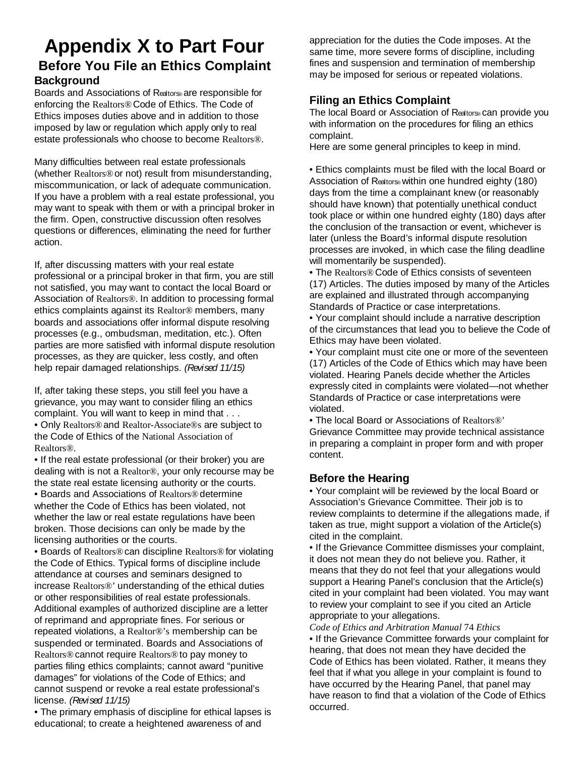# Appendix X to Part Four

## Before You File an Ethics Complaint

### Background

Boards and Associations of Realtors® are responsible for enforcing the Realtors® Code of Ethics. The Code of Ethics imposes duties above and in addition to those imposed by law or regulation which apply only to real estate professionals who choose to become Realtors®.

Many difficulties between real estate professionals (whether Realtors® or not) result from misunderstanding, miscommunication, or lack of adequate communication. If you have a problem with a real estate professional, you may want to speak with them or with a principal broker in the firm. Open, constructive discussion often resolves questions or differences, eliminating the need for further action.

If, after discussing matters with your real estate professional or a principal broker in that firm, you are still not satisfied, you may want to contact the local Board or Association of Realtors®. In addition to processing formal ethics complaints against its Realtor® members, many boards and associations offer informal dispute resolving processes (e.g., ombudsman, meditation, etc.). Often parties are more satisfied with informal dispute resolution processes, as they are quicker, less costly, and often help repair damaged relationships. *(Revised 11/15)*

If, after taking these steps, you still feel you have a grievance, you may want to consider filing an ethics complaint. You will want to keep in mind that . . .

- Only Realtors® and Realtor-Associate®s are subject to the Code of Ethics of the National Association of Realtors®.
- If the real estate professional (or their broker) you are dealing with is not a Realtor®, your only recourse may be the state real estate licensing authority or the courts.
- Boards and Associations of Realtors® determine whether the Code of Ethics has been violated, not whether the law or real estate regulations have been broken. Those decisions can only be made by the licensing authorities or the courts.
- Boards of Realtors® can discipline Realtors® for violating the Code of Ethics. Typical forms of discipline include attendance at courses and seminars designed to increase Realtors®' understanding of the ethical duties or other responsibilities of real estate professionals. Additional examples of authorized discipline are a letter of reprimand and appropriate fines. For serious or repeated violations, a Realtor®'s membership can be suspended or terminated. Boards and Associations of Realtors® cannot require Realtors® to pay money to parties filing ethics complaints; cannot award "punitive damages" for violations of the Code of Ethics; and cannot suspend or revoke a real estate professional's license. *(Revised 11/15)*
- The primary emphasis of discipline for ethical lapses is educational; to create a heightened awareness of and appreciation for the duties the Code imposes. At the same time, more severe forms of discipline, including fines and suspension and termination of membership may be imposed for serious or repeated violations.

### Filing an Ethics Complaint

The local Board or Association of Realtors® can provide you with information on the procedures for filing an ethics complaint.

Here are some general principles to keep in mind.

- Ethics complaints must be filed with the local Board or Association of Realtors® within one hundred eighty (180) days from the time a complainant knew (or reasonably should have known) that potentially unethical conduct took place or within one hundred eighty (180) days after the conclusion of the transaction or event, whichever is later (unless the Board's informal dispute resolution processes are invoked, in which case the filing deadline will momentarily be suspended).
- The Realtors® Code of Ethics consists of seventeen (17) Articles. The duties imposed by many of the Articles are explained and illustrated through accompanying Standards of Practice or case interpretations.
- Your complaint should include a narrative description of the circumstances that lead you to believe the Code of Ethics may have been violated.
- Your complaint must cite one or more of the seventeen (17) Articles of the Code of Ethics which may have been violated. Hearing Panels decide whether the Articles expressly cited in complaints were violated—not whether Standards of Practice or case interpretations were violated.
- The local Board or Associations of Realtors®' Grievance Committee may provide technical assistance in preparing a complaint in proper form and with proper content.

### Before the Hearing

- Your complaint will be reviewed by the local Board or Association's Grievance Committee. Their job is to review complaints to determine if the allegations made, if taken as true, might support a violation of the Article(s) cited in the complaint.
- If the Grievance Committee dismisses your complaint, it does not mean they do not believe you. Rather, it means that they do not feel that your allegations would support a Hearing Panel's conclusion that the Article(s) cited in your complaint had been violated. You may want to review your complaint to see if you cited an Article appropriate to your allegations.
- If the Grievance Committee forwards your complaint for hearing, that does not mean they have decided the Code of Ethics has been violated. Rather, it means they feel that if what you allege in your complaint is found to have occurred by the Hearing Panel, that panel may have reason to find that a violation of the Code of Ethics occurred.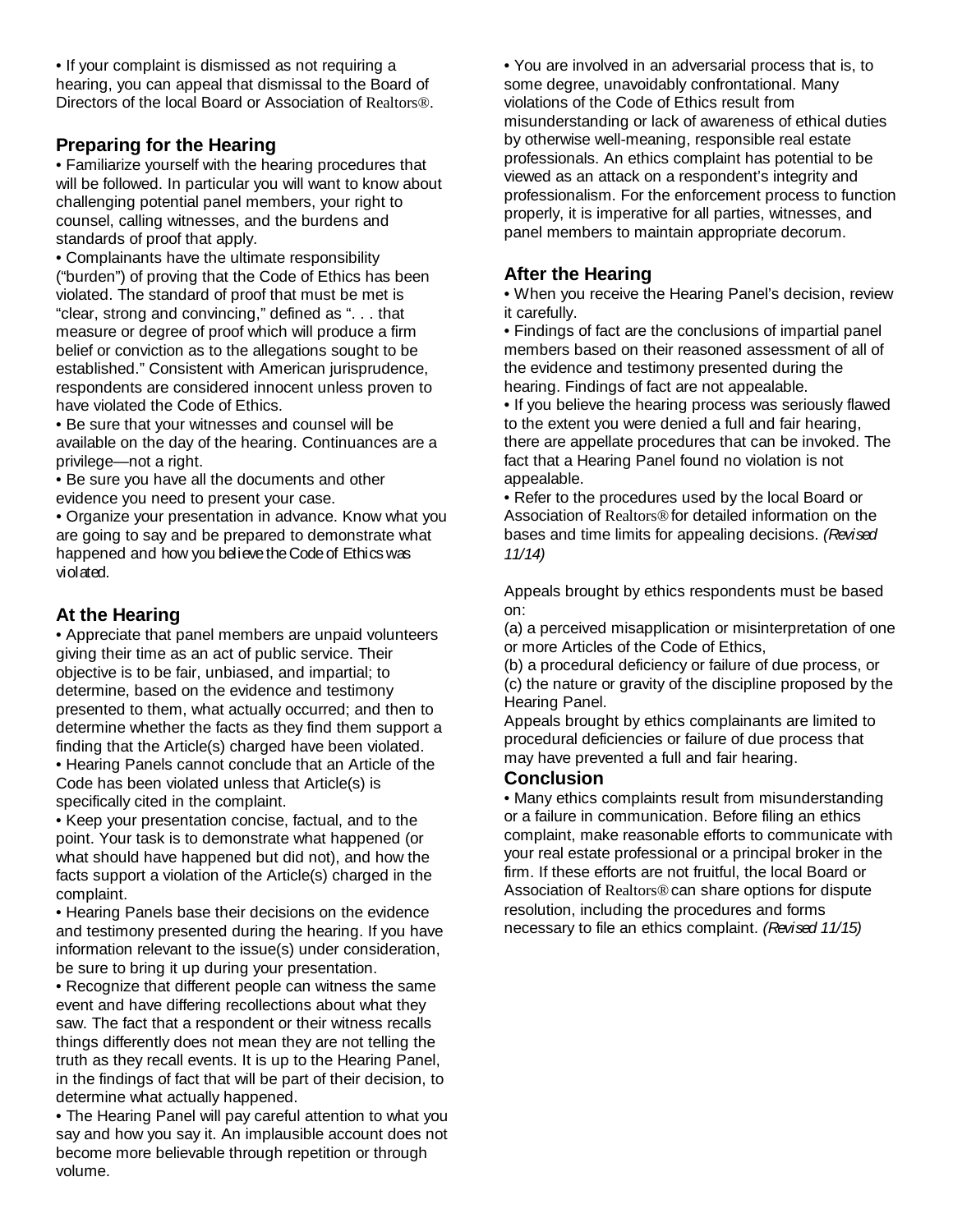• If your complaint is dismissed as not requiring a hearing, you can appeal that dismissal to the Board of Directors of the local Board or Association of Realtors®.

## Preparing for the Hearing

• Familiarize yourself with the hearing procedures that will be followed. In particular you will want to know about challenging potential panel members, your right to counsel, calling witnesses, and the burdens and standards of proof that apply.

• Complainants have the ultimate responsibility ("burden") of proving that the Code of Ethics has been violated. The standard of proof that must be met is "clear, strong and convincing," defined as ". . . that measure or degree of proof which will produce a firm belief or conviction as to the allegations sought to be established." Consistent with American jurisprudence, respondents are considered innocent unless proven to have violated the Code of Ethics.

• Be sure that your witnesses and counsel will be available on the day of the hearing. Continuances are a privilege—not a right.

• Be sure you have all the documents and other evidence you need to present your case.

• Organize your presentation in advance. Know what you are going to say and be prepared to demonstrate what happened and how you believe the Code of Ethics was violated.

## At the Hearing

• Appreciate that panel members are unpaid volunteers giving their time as an act of public service. Their objective is to be fair, unbiased, and impartial; to determine, based on the evidence and testimony presented to them, what actually occurred; and then to determine whether the facts as they find them support a finding that the Article(s) charged have been violated.

• Hearing Panels cannot conclude that an Article of the Code has been violated unless that Article(s) is specifically cited in the complaint.

• Keep your presentation concise, factual, and to the point. Your task is to demonstrate what happened (or what should have happened but did not), and how the facts support a violation of the Article(s) charged in the complaint.

• Hearing Panels base their decisions on the evidence and testimony presented during the hearing. If you have information relevant to the issue(s) under consideration, be sure to bring it up during your presentation.

• Recognize that different people can witness the same event and have differing recollections about what they saw. The fact that a respondent or their witness recalls things differently does not mean they are not telling the truth as they recall events. It is up to the Hearing Panel, in the findings of fact that will be part of their decision, to determine what actually happened.

• The Hearing Panel will pay careful attention to what you say and how you say it. An implausible account does not become more believable through repetition or through volume.

• You are involved in an adversarial process that is, to some degree, unavoidably confrontational. Many violations of the Code of Ethics result from misunderstanding or lack of awareness of ethical duties by otherwise well-meaning, responsible real estate professionals. An ethics complaint has potential to be viewed as an attack on a respondent's integrity and professionalism. For the enforcement process to function properly, it is imperative for all parties, witnesses, and panel members to maintain appropriate decorum.

## After the Hearing

• When you receive the Hearing Panel's decision, review it carefully.

• Findings of fact are the conclusions of impartial panel members based on their reasoned assessment of all of the evidence and testimony presented during the hearing. Findings of fact are not appealable.

• If you believe the hearing process was seriously flawed to the extent you were denied a full and fair hearing, there are appellate procedures that can be invoked. The fact that a Hearing Panel found no violation is not appealable.

• Refer to the procedures used by the local Board or Association of Realtors® for detailed information on the bases and time limits for appealing decisions. *(Revised 11/14)*

Appeals brought by ethics respondents must be based on:

(a) a perceived misapplication or misinterpretation of one or more Articles of the Code of Ethics,

(b) a procedural deficiency or failure of due process, or

(c) the nature or gravity of the discipline proposed by the Hearing Panel.

Appeals brought by ethics complainants are limited to procedural deficiencies or failure of due process that may have prevented a full and fair hearing.

## Conclusion

• Many ethics complaints result from misunderstanding or a failure in communication. Before filing an ethics complaint, make reasonable efforts to communicate with your real estate professional or a principal broker in the firm. If these efforts are not fruitful, the local Board or Association of Realtors® can share options for dispute resolution, including the procedures and forms necessary to file an ethics complaint. *(Revised 11/15)*